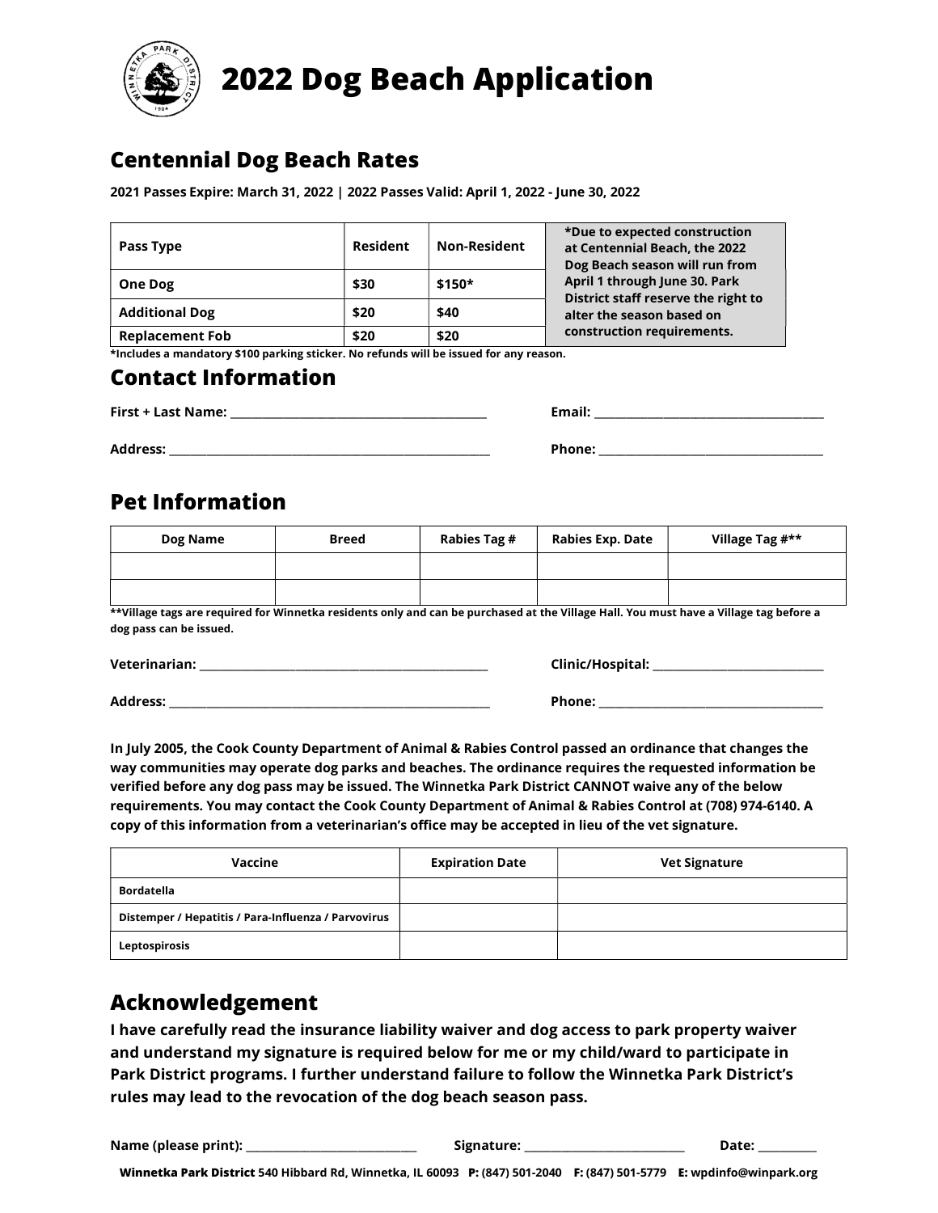# 2022 Dog Beach Application

## Centennial Dog Beach Rates

**2021 Passes Expire: March 31, 2022 | 2022 Passes Valid: April 1, 2022 - June 30, 2022**

| Pass Type | Resident | Non-Resident |
|---|---|---|
| One Dog | $30 | $150* |
| Additional Dog | $20 | $40 |
| Replacement Fob | $20 | $20 |

**\*Due to expected construction at Centennial Beach, the 2022 Dog Beach season will run from April 1 through June 30. Park District staff reserve the right to alter the season based on construction requirements.**

**\*Includes a mandatory $100 parking sticker. No refunds will be issued for any reason.**

## Contact Information

**First + Last Name:** ______________________ **Email:** ______________________

**Address:** ______________________ **Phone:** ______________________

## Pet Information

| Dog Name | Breed | Rabies Tag # | Rabies Exp. Date | Village Tag #** |
|---|---|---|---|---|
| | | | | |
| | | | | |

**\*\*Village tags are required for Winnetka residents only and can be purchased at the Village Hall. You must have a Village tag before a dog pass can be issued.**

**Veterinarian:** ______________________ **Clinic/Hospital:** ______________________

**Address:** ______________________ **Phone:** ______________________

**In July 2005, the Cook County Department of Animal & Rabies Control passed an ordinance that changes the way communities may operate dog parks and beaches. The ordinance requires the requested information be verified before any dog pass may be issued. The Winnetka Park District CANNOT waive any of the below requirements. You may contact the Cook County Department of Animal & Rabies Control at (708) 974-6140. A copy of this information from a veterinarian's office may be accepted in lieu of the vet signature.**

| Vaccine | Expiration Date | Vet Signature |
|---|---|---|
| Bordatella | | |
| Distemper / Hepatitis / Para-Influenza / Parvovirus | | |
| Leptospirosis | | |

## Acknowledgement

**I have carefully read the insurance liability waiver and dog access to park property waiver and understand my signature is required below for me or my child/ward to participate in Park District programs. I further understand failure to follow the Winnetka Park District's rules may lead to the revocation of the dog beach season pass.**

**Name (please print):** ______________________ **Signature:** ______________________ **Date:** __________

**Winnetka Park District** 540 Hibbard Rd, Winnetka, IL 60093 **P:** (847) 501-2040 **F:** (847) 501-5779 **E:** wpdinfo@winpark.org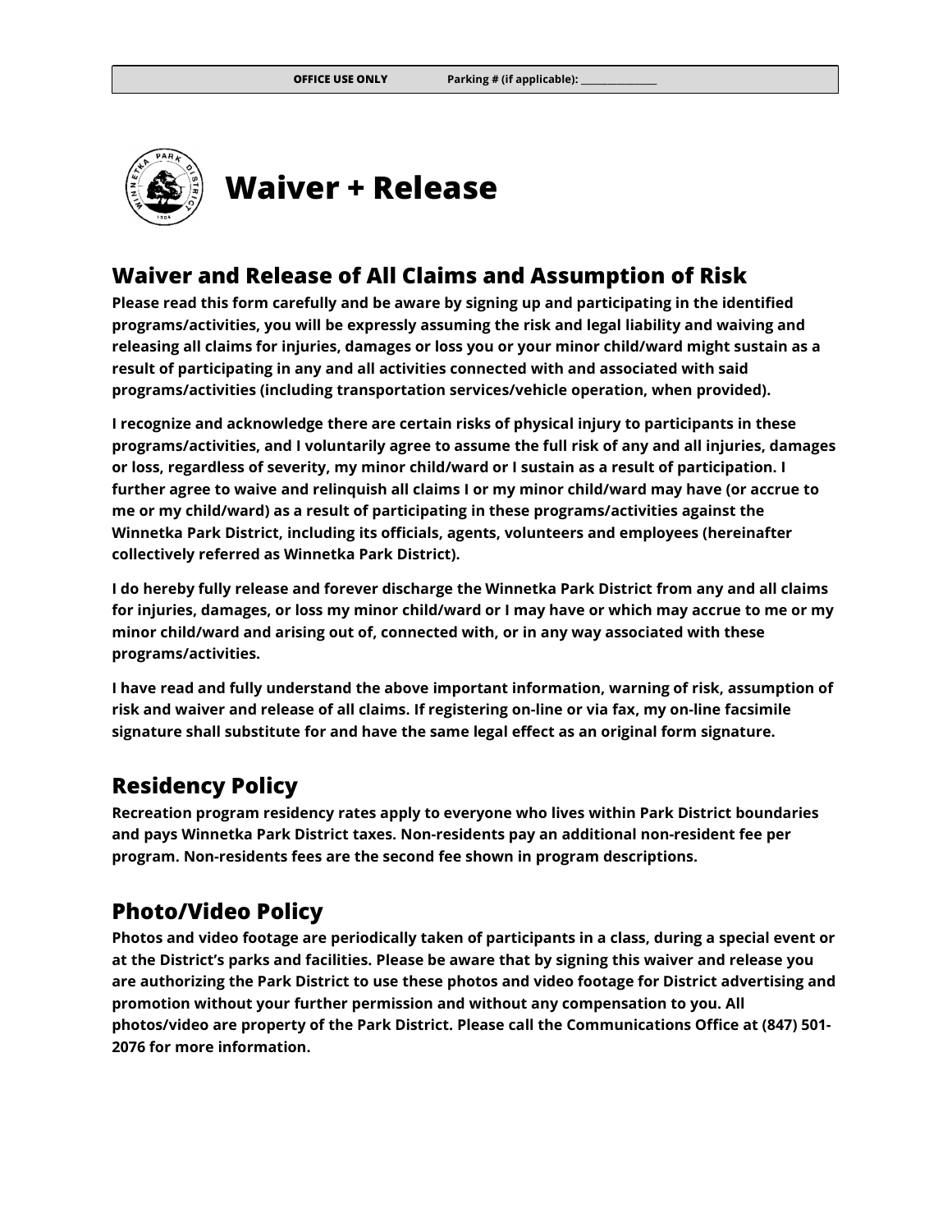**OFFICE USE ONLY** **Parking # (if applicable): _______________**

# Waiver + Release

## Waiver and Release of All Claims and Assumption of Risk

**Please read this form carefully and be aware by signing up and participating in the identified programs/activities, you will be expressly assuming the risk and legal liability and waiving and releasing all claims for injuries, damages or loss you or your minor child/ward might sustain as a result of participating in any and all activities connected with and associated with said programs/activities (including transportation services/vehicle operation, when provided).**

**I recognize and acknowledge there are certain risks of physical injury to participants in these programs/activities, and I voluntarily agree to assume the full risk of any and all injuries, damages or loss, regardless of severity, my minor child/ward or I sustain as a result of participation. I further agree to waive and relinquish all claims I or my minor child/ward may have (or accrue to me or my child/ward) as a result of participating in these programs/activities against the Winnetka Park District, including its officials, agents, volunteers and employees (hereinafter collectively referred as Winnetka Park District).**

**I do hereby fully release and forever discharge the Winnetka Park District from any and all claims for injuries, damages, or loss my minor child/ward or I may have or which may accrue to me or my minor child/ward and arising out of, connected with, or in any way associated with these programs/activities.**

**I have read and fully understand the above important information, warning of risk, assumption of risk and waiver and release of all claims. If registering on-line or via fax, my on-line facsimile signature shall substitute for and have the same legal effect as an original form signature.**

## Residency Policy

**Recreation program residency rates apply to everyone who lives within Park District boundaries and pays Winnetka Park District taxes. Non-residents pay an additional non-resident fee per program. Non-residents fees are the second fee shown in program descriptions.**

## Photo/Video Policy

**Photos and video footage are periodically taken of participants in a class, during a special event or at the District's parks and facilities. Please be aware that by signing this waiver and release you are authorizing the Park District to use these photos and video footage for District advertising and promotion without your further permission and without any compensation to you. All photos/video are property of the Park District. Please call the Communications Office at (847) 501-2076 for more information.**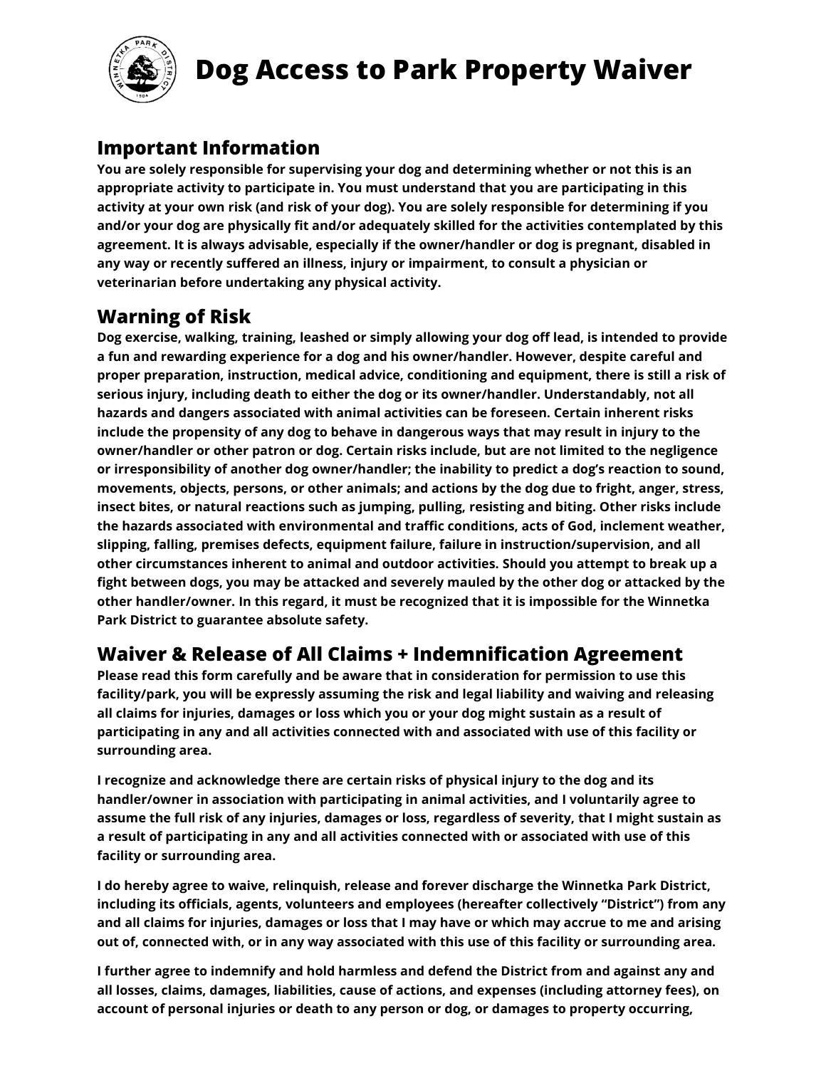# Dog Access to Park Property Waiver

## Important Information

**You are solely responsible for supervising your dog and determining whether or not this is an appropriate activity to participate in. You must understand that you are participating in this activity at your own risk (and risk of your dog). You are solely responsible for determining if you and/or your dog are physically fit and/or adequately skilled for the activities contemplated by this agreement. It is always advisable, especially if the owner/handler or dog is pregnant, disabled in any way or recently suffered an illness, injury or impairment, to consult a physician or veterinarian before undertaking any physical activity.**

## Warning of Risk

**Dog exercise, walking, training, leashed or simply allowing your dog off lead, is intended to provide a fun and rewarding experience for a dog and his owner/handler. However, despite careful and proper preparation, instruction, medical advice, conditioning and equipment, there is still a risk of serious injury, including death to either the dog or its owner/handler. Understandably, not all hazards and dangers associated with animal activities can be foreseen. Certain inherent risks include the propensity of any dog to behave in dangerous ways that may result in injury to the owner/handler or other patron or dog. Certain risks include, but are not limited to the negligence or irresponsibility of another dog owner/handler; the inability to predict a dog's reaction to sound, movements, objects, persons, or other animals; and actions by the dog due to fright, anger, stress, insect bites, or natural reactions such as jumping, pulling, resisting and biting. Other risks include the hazards associated with environmental and traffic conditions, acts of God, inclement weather, slipping, falling, premises defects, equipment failure, failure in instruction/supervision, and all other circumstances inherent to animal and outdoor activities. Should you attempt to break up a fight between dogs, you may be attacked and severely mauled by the other dog or attacked by the other handler/owner. In this regard, it must be recognized that it is impossible for the Winnetka Park District to guarantee absolute safety.**

## Waiver & Release of All Claims + Indemnification Agreement

**Please read this form carefully and be aware that in consideration for permission to use this facility/park, you will be expressly assuming the risk and legal liability and waiving and releasing all claims for injuries, damages or loss which you or your dog might sustain as a result of participating in any and all activities connected with and associated with use of this facility or surrounding area.**

**I recognize and acknowledge there are certain risks of physical injury to the dog and its handler/owner in association with participating in animal activities, and I voluntarily agree to assume the full risk of any injuries, damages or loss, regardless of severity, that I might sustain as a result of participating in any and all activities connected with or associated with use of this facility or surrounding area.**

**I do hereby agree to waive, relinquish, release and forever discharge the Winnetka Park District, including its officials, agents, volunteers and employees (hereafter collectively "District") from any and all claims for injuries, damages or loss that I may have or which may accrue to me and arising out of, connected with, or in any way associated with this use of this facility or surrounding area.**

**I further agree to indemnify and hold harmless and defend the District from and against any and all losses, claims, damages, liabilities, cause of actions, and expenses (including attorney fees), on account of personal injuries or death to any person or dog, or damages to property occurring,**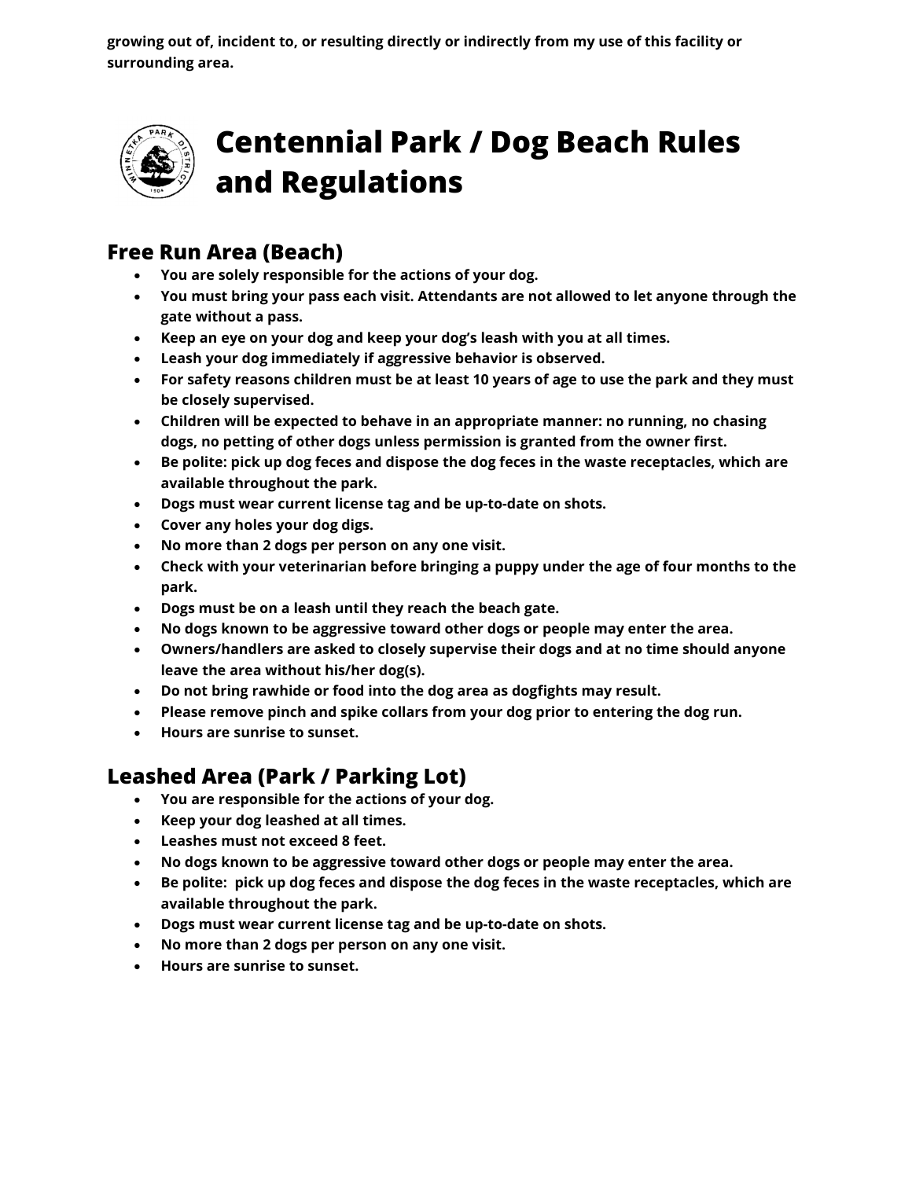**growing out of, incident to, or resulting directly or indirectly from my use of this facility or surrounding area.**

# Centennial Park / Dog Beach Rules and Regulations

## Free Run Area (Beach)

- **You are solely responsible for the actions of your dog.**
- **You must bring your pass each visit. Attendants are not allowed to let anyone through the gate without a pass.**
- **Keep an eye on your dog and keep your dog's leash with you at all times.**
- **Leash your dog immediately if aggressive behavior is observed.**
- **For safety reasons children must be at least 10 years of age to use the park and they must be closely supervised.**
- **Children will be expected to behave in an appropriate manner: no running, no chasing dogs, no petting of other dogs unless permission is granted from the owner first.**
- **Be polite: pick up dog feces and dispose the dog feces in the waste receptacles, which are available throughout the park.**
- **Dogs must wear current license tag and be up-to-date on shots.**
- **Cover any holes your dog digs.**
- **No more than 2 dogs per person on any one visit.**
- **Check with your veterinarian before bringing a puppy under the age of four months to the park.**
- **Dogs must be on a leash until they reach the beach gate.**
- **No dogs known to be aggressive toward other dogs or people may enter the area.**
- **Owners/handlers are asked to closely supervise their dogs and at no time should anyone leave the area without his/her dog(s).**
- **Do not bring rawhide or food into the dog area as dogfights may result.**
- **Please remove pinch and spike collars from your dog prior to entering the dog run.**
- **Hours are sunrise to sunset.**

## Leashed Area (Park / Parking Lot)

- **You are responsible for the actions of your dog.**
- **Keep your dog leashed at all times.**
- **Leashes must not exceed 8 feet.**
- **No dogs known to be aggressive toward other dogs or people may enter the area.**
- **Be polite: pick up dog feces and dispose the dog feces in the waste receptacles, which are available throughout the park.**
- **Dogs must wear current license tag and be up-to-date on shots.**
- **No more than 2 dogs per person on any one visit.**
- **Hours are sunrise to sunset.**